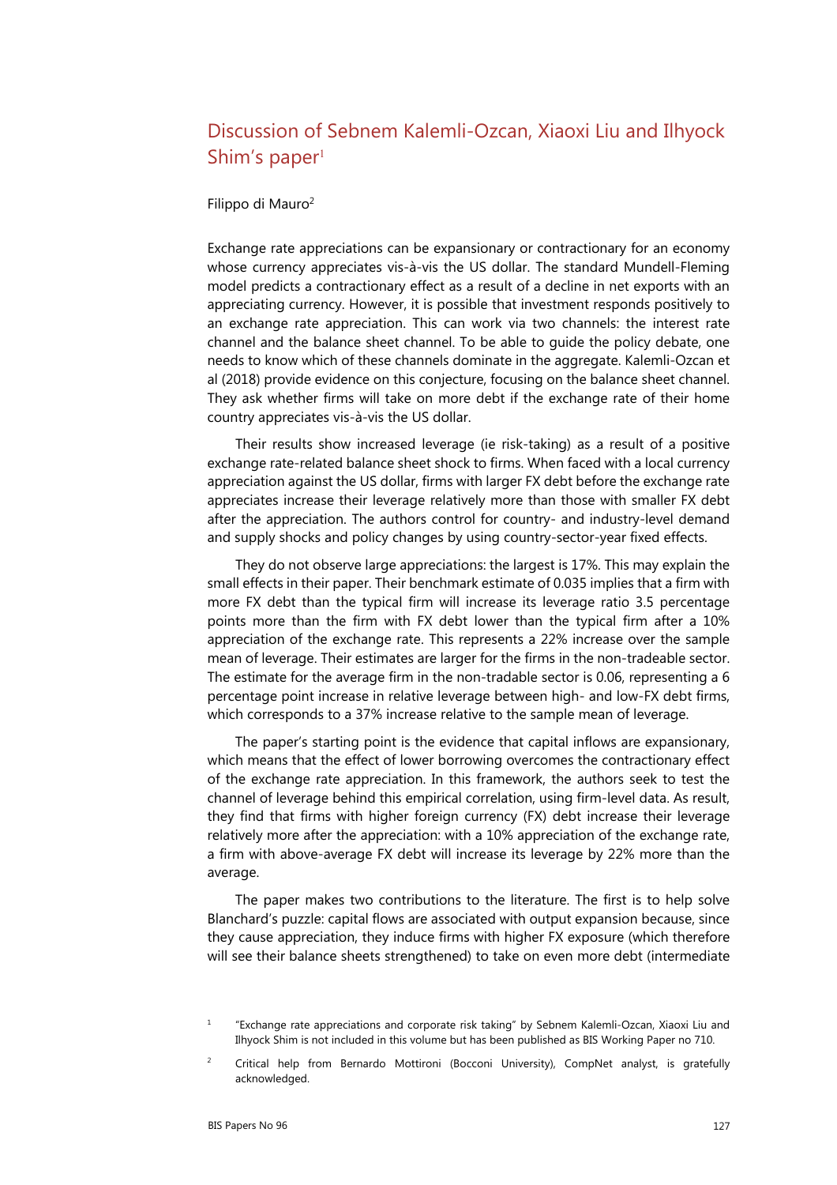# Discussion of Sebnem Kalemli-Ozcan, Xiaoxi Liu and Ilhyock Shim's paper[1]

Filippo di Mauro[2]

Exchange rate appreciations can be expansionary or contractionary for an economy whose currency appreciates vis-à-vis the US dollar. The standard Mundell-Fleming model predicts a contractionary effect as a result of a decline in net exports with an appreciating currency. However, it is possible that investment responds positively to an exchange rate appreciation. This can work via two channels: the interest rate channel and the balance sheet channel. To be able to guide the policy debate, one needs to know which of these channels dominate in the aggregate. Kalemli-Ozcan et al (2018) provide evidence on this conjecture, focusing on the balance sheet channel. They ask whether firms will take on more debt if the exchange rate of their home country appreciates vis-à-vis the US dollar.

Their results show increased leverage (ie risk-taking) as a result of a positive exchange rate-related balance sheet shock to firms. When faced with a local currency appreciation against the US dollar, firms with larger FX debt before the exchange rate appreciates increase their leverage relatively more than those with smaller FX debt after the appreciation. The authors control for country- and industry-level demand and supply shocks and policy changes by using country-sector-year fixed effects.

They do not observe large appreciations: the largest is 17%. This may explain the small effects in their paper. Their benchmark estimate of 0.035 implies that a firm with more FX debt than the typical firm will increase its leverage ratio 3.5 percentage points more than the firm with FX debt lower than the typical firm after a 10% appreciation of the exchange rate. This represents a 22% increase over the sample mean of leverage. Their estimates are larger for the firms in the non-tradeable sector. The estimate for the average firm in the non-tradable sector is 0.06, representing a 6 percentage point increase in relative leverage between high- and low-FX debt firms, which corresponds to a 37% increase relative to the sample mean of leverage.

The paper's starting point is the evidence that capital inflows are expansionary, which means that the effect of lower borrowing overcomes the contractionary effect of the exchange rate appreciation. In this framework, the authors seek to test the channel of leverage behind this empirical correlation, using firm-level data. As result, they find that firms with higher foreign currency (FX) debt increase their leverage relatively more after the appreciation: with a 10% appreciation of the exchange rate, a firm with above-average FX debt will increase its leverage by 22% more than the average.

The paper makes two contributions to the literature. The first is to help solve Blanchard's puzzle: capital flows are associated with output expansion because, since they cause appreciation, they induce firms with higher FX exposure (which therefore will see their balance sheets strengthened) to take on even more debt (intermediate

[1] "Exchange rate appreciations and corporate risk taking" by Sebnem Kalemli-Ozcan, Xiaoxi Liu and Ilhyock Shim is not included in this volume but has been published as BIS Working Paper no 710.

[2] Critical help from Bernardo Mottironi (Bocconi University), CompNet analyst, is gratefully acknowledged.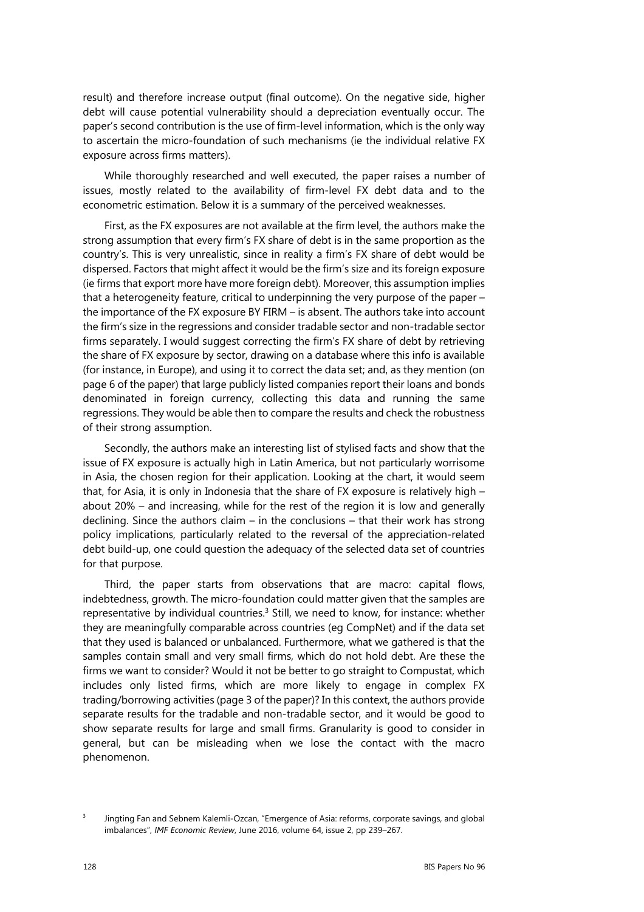result) and therefore increase output (final outcome). On the negative side, higher debt will cause potential vulnerability should a depreciation eventually occur. The paper's second contribution is the use of firm-level information, which is the only way to ascertain the micro-foundation of such mechanisms (ie the individual relative FX exposure across firms matters).

While thoroughly researched and well executed, the paper raises a number of issues, mostly related to the availability of firm-level FX debt data and to the econometric estimation. Below it is a summary of the perceived weaknesses.

First, as the FX exposures are not available at the firm level, the authors make the strong assumption that every firm's FX share of debt is in the same proportion as the country's. This is very unrealistic, since in reality a firm's FX share of debt would be dispersed. Factors that might affect it would be the firm's size and its foreign exposure (ie firms that export more have more foreign debt). Moreover, this assumption implies that a heterogeneity feature, critical to underpinning the very purpose of the paper – the importance of the FX exposure BY FIRM – is absent. The authors take into account the firm's size in the regressions and consider tradable sector and non-tradable sector firms separately. I would suggest correcting the firm's FX share of debt by retrieving the share of FX exposure by sector, drawing on a database where this info is available (for instance, in Europe), and using it to correct the data set; and, as they mention (on page 6 of the paper) that large publicly listed companies report their loans and bonds denominated in foreign currency, collecting this data and running the same regressions. They would be able then to compare the results and check the robustness of their strong assumption.

Secondly, the authors make an interesting list of stylised facts and show that the issue of FX exposure is actually high in Latin America, but not particularly worrisome in Asia, the chosen region for their application. Looking at the chart, it would seem that, for Asia, it is only in Indonesia that the share of FX exposure is relatively high – about 20% – and increasing, while for the rest of the region it is low and generally declining. Since the authors claim – in the conclusions – that their work has strong policy implications, particularly related to the reversal of the appreciation-related debt build-up, one could question the adequacy of the selected data set of countries for that purpose.

Third, the paper starts from observations that are macro: capital flows, indebtedness, growth. The micro-foundation could matter given that the samples are representative by individual countries.[3] Still, we need to know, for instance: whether they are meaningfully comparable across countries (eg CompNet) and if the data set that they used is balanced or unbalanced. Furthermore, what we gathered is that the samples contain small and very small firms, which do not hold debt. Are these the firms we want to consider? Would it not be better to go straight to Compustat, which includes only listed firms, which are more likely to engage in complex FX trading/borrowing activities (page 3 of the paper)? In this context, the authors provide separate results for the tradable and non-tradable sector, and it would be good to show separate results for large and small firms. Granularity is good to consider in general, but can be misleading when we lose the contact with the macro phenomenon.

[3] Jingting Fan and Sebnem Kalemli-Ozcan, "Emergence of Asia: reforms, corporate savings, and global imbalances", *IMF Economic Review*, June 2016, volume 64, issue 2, pp 239–267.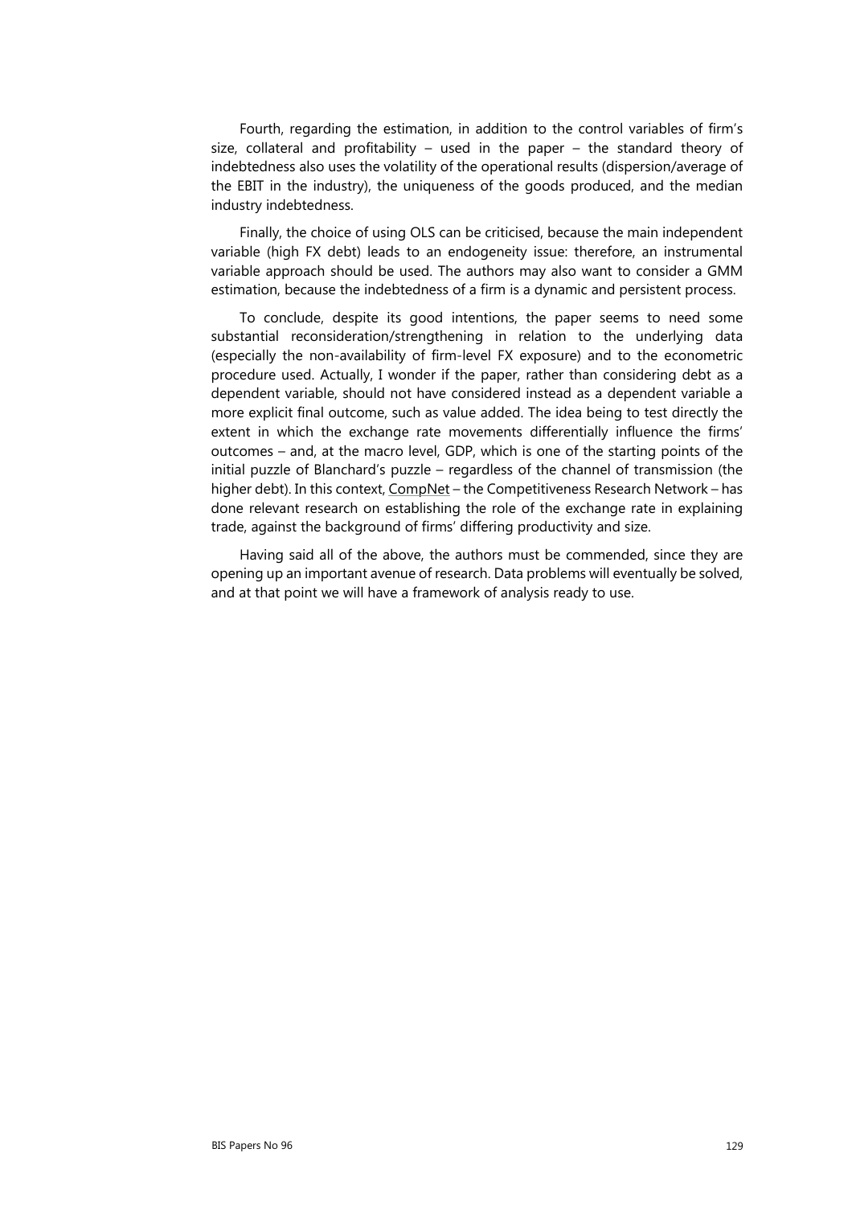Fourth, regarding the estimation, in addition to the control variables of firm's size, collateral and profitability – used in the paper – the standard theory of indebtedness also uses the volatility of the operational results (dispersion/average of the EBIT in the industry), the uniqueness of the goods produced, and the median industry indebtedness.

Finally, the choice of using OLS can be criticised, because the main independent variable (high FX debt) leads to an endogeneity issue: therefore, an instrumental variable approach should be used. The authors may also want to consider a GMM estimation, because the indebtedness of a firm is a dynamic and persistent process.

To conclude, despite its good intentions, the paper seems to need some substantial reconsideration/strengthening in relation to the underlying data (especially the non-availability of firm-level FX exposure) and to the econometric procedure used. Actually, I wonder if the paper, rather than considering debt as a dependent variable, should not have considered instead as a dependent variable a more explicit final outcome, such as value added. The idea being to test directly the extent in which the exchange rate movements differentially influence the firms' outcomes – and, at the macro level, GDP, which is one of the starting points of the initial puzzle of Blanchard's puzzle – regardless of the channel of transmission (the higher debt). In this context, CompNet – the Competitiveness Research Network – has done relevant research on establishing the role of the exchange rate in explaining trade, against the background of firms' differing productivity and size.

Having said all of the above, the authors must be commended, since they are opening up an important avenue of research. Data problems will eventually be solved, and at that point we will have a framework of analysis ready to use.